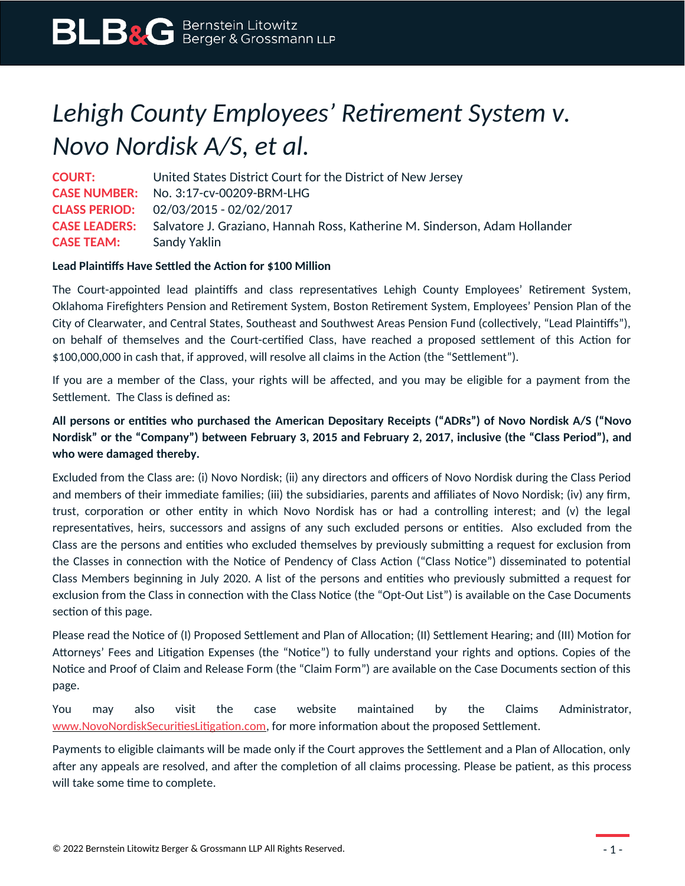# *Lehigh County Employees' Retirement System v. Novo Nordisk A/S, et al.*

**COURT:** United States District Court for the District of New Jersey
**CASE NUMBER:** No. 3:17-cv-00209-BRM-LHG
**CLASS PERIOD:** 02/03/2015 - 02/02/2017
**CASE LEADERS:** Salvatore J. Graziano, Hannah Ross, Katherine M. Sinderson, Adam Hollander
**CASE TEAM:** Sandy Yaklin

**Lead Plaintiffs Have Settled the Action for $100 Million**

The Court-appointed lead plaintiffs and class representatives Lehigh County Employees' Retirement System, Oklahoma Firefighters Pension and Retirement System, Boston Retirement System, Employees' Pension Plan of the City of Clearwater, and Central States, Southeast and Southwest Areas Pension Fund (collectively, "Lead Plaintiffs"), on behalf of themselves and the Court-certified Class, have reached a proposed settlement of this Action for $100,000,000 in cash that, if approved, will resolve all claims in the Action (the "Settlement").

If you are a member of the Class, your rights will be affected, and you may be eligible for a payment from the Settlement. The Class is defined as:

**All persons or entities who purchased the American Depositary Receipts ("ADRs") of Novo Nordisk A/S ("Novo Nordisk" or the "Company") between February 3, 2015 and February 2, 2017, inclusive (the "Class Period"), and who were damaged thereby.**

Excluded from the Class are: (i) Novo Nordisk; (ii) any directors and officers of Novo Nordisk during the Class Period and members of their immediate families; (iii) the subsidiaries, parents and affiliates of Novo Nordisk; (iv) any firm, trust, corporation or other entity in which Novo Nordisk has or had a controlling interest; and (v) the legal representatives, heirs, successors and assigns of any such excluded persons or entities. Also excluded from the Class are the persons and entities who excluded themselves by previously submitting a request for exclusion from the Classes in connection with the Notice of Pendency of Class Action ("Class Notice") disseminated to potential Class Members beginning in July 2020. A list of the persons and entities who previously submitted a request for exclusion from the Class in connection with the Class Notice (the "Opt-Out List") is available on the Case Documents section of this page.

Please read the Notice of (I) Proposed Settlement and Plan of Allocation; (II) Settlement Hearing; and (III) Motion for Attorneys' Fees and Litigation Expenses (the "Notice") to fully understand your rights and options. Copies of the Notice and Proof of Claim and Release Form (the "Claim Form") are available on the Case Documents section of this page.

You may also visit the case website maintained by the Claims Administrator, www.NovoNordiskSecuritiesLitigation.com, for more information about the proposed Settlement.

Payments to eligible claimants will be made only if the Court approves the Settlement and a Plan of Allocation, only after any appeals are resolved, and after the completion of all claims processing. Please be patient, as this process will take some time to complete.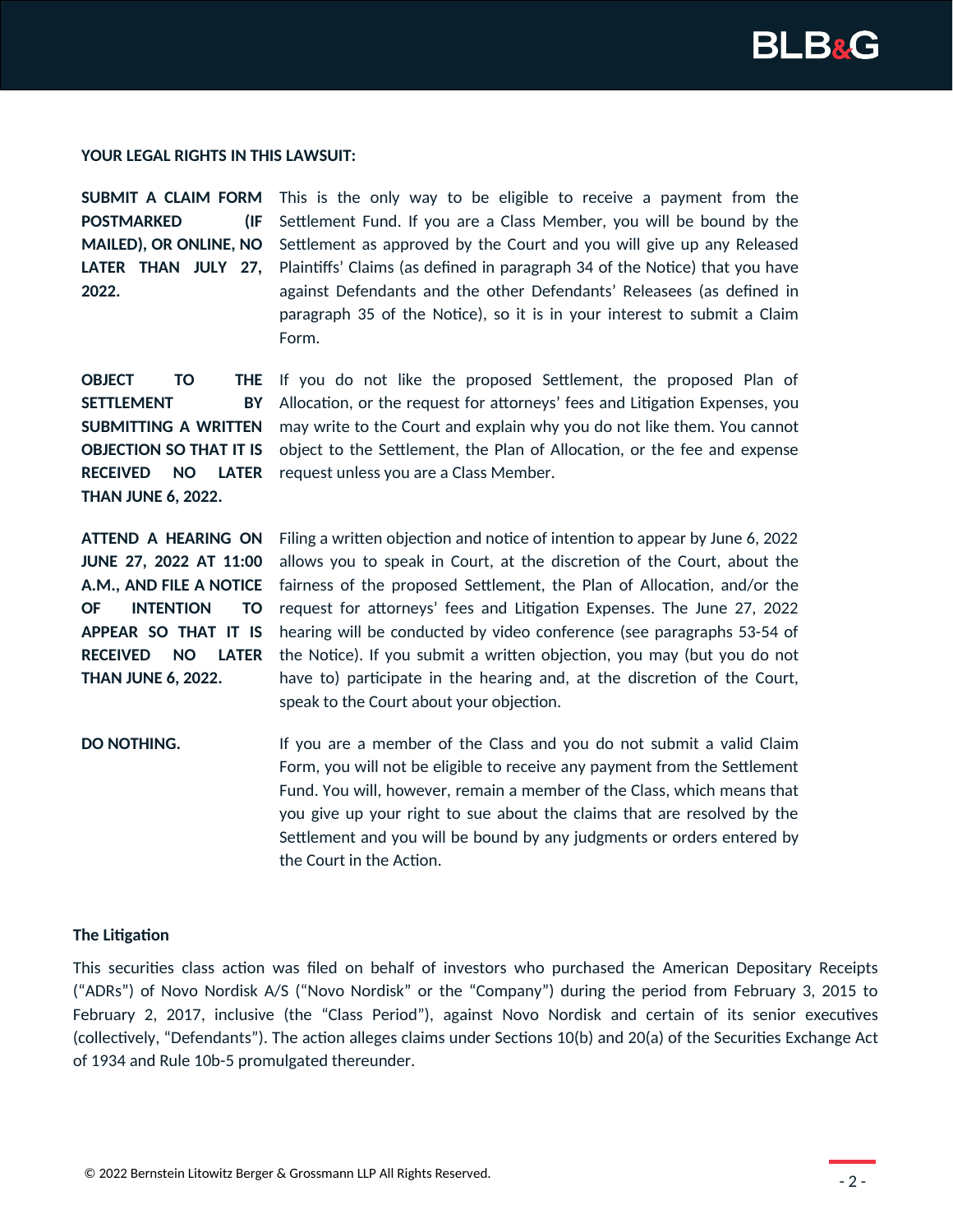**YOUR LEGAL RIGHTS IN THIS LAWSUIT:**

| | |
|---|---|
| **SUBMIT A CLAIM FORM POSTMARKED (IF MAILED), OR ONLINE, NO LATER THAN JULY 27, 2022.** | This is the only way to be eligible to receive a payment from the Settlement Fund. If you are a Class Member, you will be bound by the Settlement as approved by the Court and you will give up any Released Plaintiffs' Claims (as defined in paragraph 34 of the Notice) that you have against Defendants and the other Defendants' Releasees (as defined in paragraph 35 of the Notice), so it is in your interest to submit a Claim Form. |
| **OBJECT TO THE SETTLEMENT BY SUBMITTING A WRITTEN OBJECTION SO THAT IT IS RECEIVED NO LATER THAN JUNE 6, 2022.** | If you do not like the proposed Settlement, the proposed Plan of Allocation, or the request for attorneys' fees and Litigation Expenses, you may write to the Court and explain why you do not like them. You cannot object to the Settlement, the Plan of Allocation, or the fee and expense request unless you are a Class Member. |
| **ATTEND A HEARING ON JUNE 27, 2022 AT 11:00 A.M., AND FILE A NOTICE OF INTENTION TO APPEAR SO THAT IT IS RECEIVED NO LATER THAN JUNE 6, 2022.** | Filing a written objection and notice of intention to appear by June 6, 2022 allows you to speak in Court, at the discretion of the Court, about the fairness of the proposed Settlement, the Plan of Allocation, and/or the request for attorneys' fees and Litigation Expenses. The June 27, 2022 hearing will be conducted by video conference (see paragraphs 53-54 of the Notice). If you submit a written objection, you may (but you do not have to) participate in the hearing and, at the discretion of the Court, speak to the Court about your objection. |
| **DO NOTHING.** | If you are a member of the Class and you do not submit a valid Claim Form, you will not be eligible to receive any payment from the Settlement Fund. You will, however, remain a member of the Class, which means that you give up your right to sue about the claims that are resolved by the Settlement and you will be bound by any judgments or orders entered by the Court in the Action. |

**The Litigation**

This securities class action was filed on behalf of investors who purchased the American Depositary Receipts ("ADRs") of Novo Nordisk A/S ("Novo Nordisk" or the "Company") during the period from February 3, 2015 to February 2, 2017, inclusive (the "Class Period"), against Novo Nordisk and certain of its senior executives (collectively, "Defendants"). The action alleges claims under Sections 10(b) and 20(a) of the Securities Exchange Act of 1934 and Rule 10b-5 promulgated thereunder.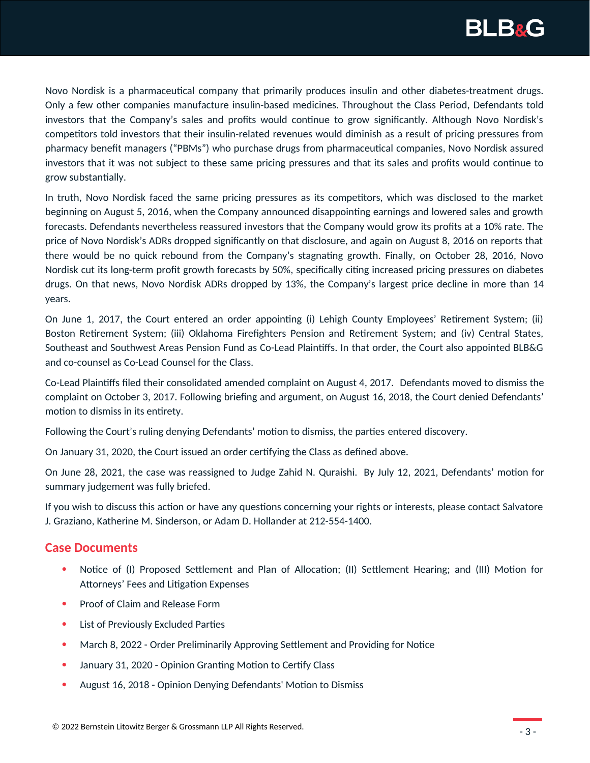Novo Nordisk is a pharmaceutical company that primarily produces insulin and other diabetes-treatment drugs. Only a few other companies manufacture insulin-based medicines. Throughout the Class Period, Defendants told investors that the Company's sales and profits would continue to grow significantly. Although Novo Nordisk's competitors told investors that their insulin-related revenues would diminish as a result of pricing pressures from pharmacy benefit managers ("PBMs") who purchase drugs from pharmaceutical companies, Novo Nordisk assured investors that it was not subject to these same pricing pressures and that its sales and profits would continue to grow substantially.

In truth, Novo Nordisk faced the same pricing pressures as its competitors, which was disclosed to the market beginning on August 5, 2016, when the Company announced disappointing earnings and lowered sales and growth forecasts. Defendants nevertheless reassured investors that the Company would grow its profits at a 10% rate. The price of Novo Nordisk's ADRs dropped significantly on that disclosure, and again on August 8, 2016 on reports that there would be no quick rebound from the Company's stagnating growth. Finally, on October 28, 2016, Novo Nordisk cut its long-term profit growth forecasts by 50%, specifically citing increased pricing pressures on diabetes drugs. On that news, Novo Nordisk ADRs dropped by 13%, the Company's largest price decline in more than 14 years.

On June 1, 2017, the Court entered an order appointing (i) Lehigh County Employees' Retirement System; (ii) Boston Retirement System; (iii) Oklahoma Firefighters Pension and Retirement System; and (iv) Central States, Southeast and Southwest Areas Pension Fund as Co-Lead Plaintiffs. In that order, the Court also appointed BLB&G and co-counsel as Co-Lead Counsel for the Class.

Co-Lead Plaintiffs filed their consolidated amended complaint on August 4, 2017. Defendants moved to dismiss the complaint on October 3, 2017. Following briefing and argument, on August 16, 2018, the Court denied Defendants' motion to dismiss in its entirety.

Following the Court's ruling denying Defendants' motion to dismiss, the parties entered discovery.

On January 31, 2020, the Court issued an order certifying the Class as defined above.

On June 28, 2021, the case was reassigned to Judge Zahid N. Quraishi. By July 12, 2021, Defendants' motion for summary judgement was fully briefed.

If you wish to discuss this action or have any questions concerning your rights or interests, please contact Salvatore J. Graziano, Katherine M. Sinderson, or Adam D. Hollander at 212-554-1400.

## Case Documents

- Notice of (I) Proposed Settlement and Plan of Allocation; (II) Settlement Hearing; and (III) Motion for Attorneys' Fees and Litigation Expenses
- Proof of Claim and Release Form
- List of Previously Excluded Parties
- March 8, 2022 - Order Preliminarily Approving Settlement and Providing for Notice
- January 31, 2020 - Opinion Granting Motion to Certify Class
- August 16, 2018 - Opinion Denying Defendants' Motion to Dismiss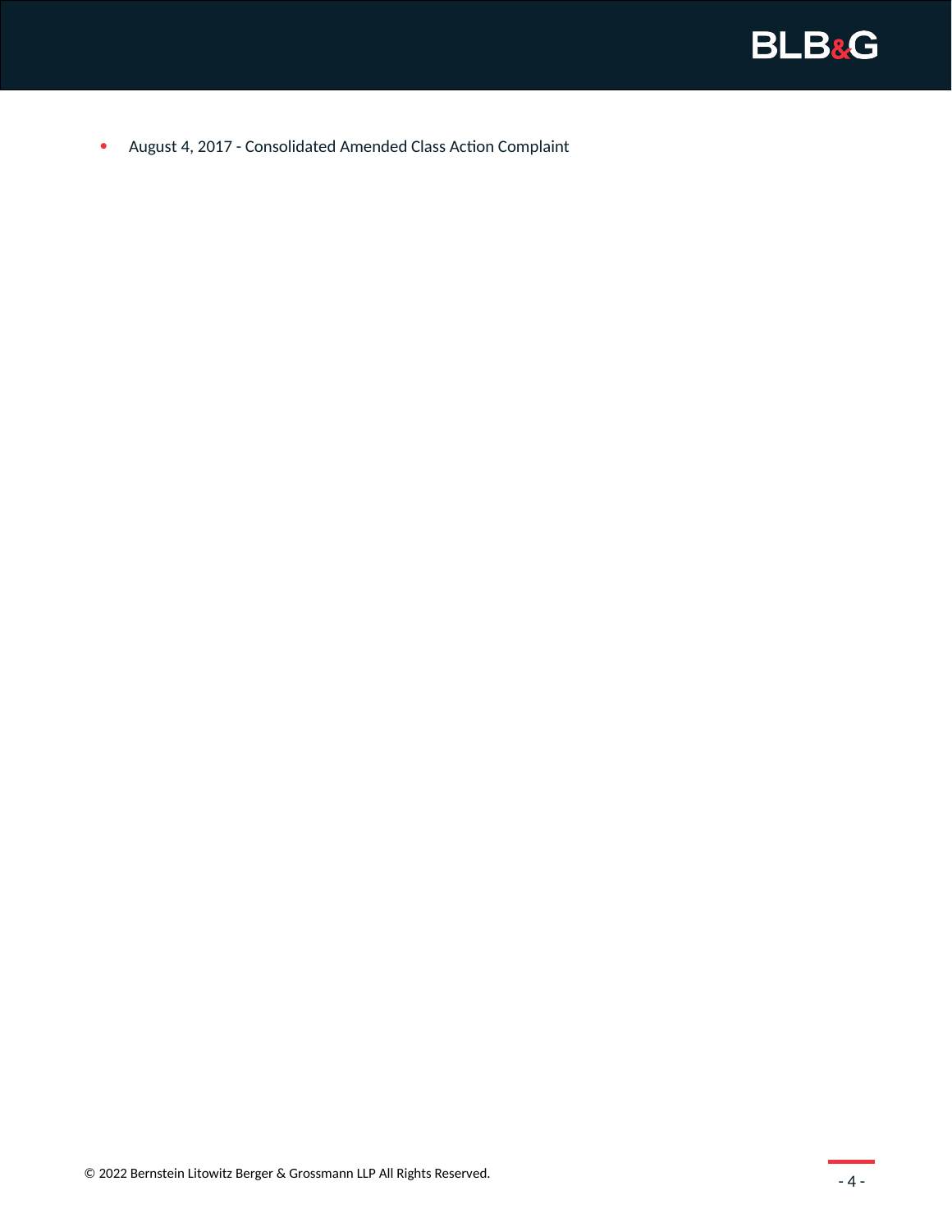- August 4, 2017 - Consolidated Amended Class Action Complaint